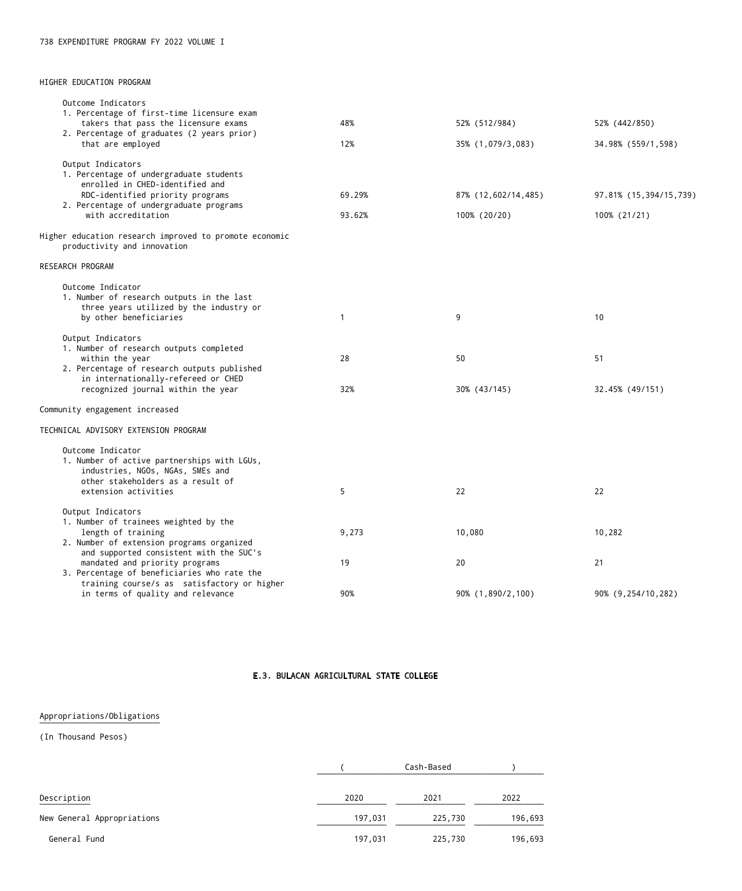HIGHER EDUCATION PROGRAM

| | | | |
|---|---|---|---|
| Outcome Indicators | | | |
| 1. Percentage of first-time licensure exam takers that pass the licensure exams | 48% | 52% (512/984) | 52% (442/850) |
| 2. Percentage of graduates (2 years prior) that are employed | 12% | 35% (1,079/3,083) | 34.98% (559/1,598) |
| Output Indicators | | | |
| 1. Percentage of undergraduate students enrolled in CHED-identified and RDC-identified priority programs | 69.29% | 87% (12,602/14,485) | 97.81% (15,394/15,739) |
| 2. Percentage of undergraduate programs with accreditation | 93.62% | 100% (20/20) | 100% (21/21) |

Higher education research improved to promote economic productivity and innovation

RESEARCH PROGRAM

| | | | |
|---|---|---|---|
| Outcome Indicator | | | |
| 1. Number of research outputs in the last three years utilized by the industry or by other beneficiaries | 1 | 9 | 10 |
| Output Indicators | | | |
| 1. Number of research outputs completed within the year | 28 | 50 | 51 |
| 2. Percentage of research outputs published in internationally-refereed or CHED recognized journal within the year | 32% | 30% (43/145) | 32.45% (49/151) |

Community engagement increased

TECHNICAL ADVISORY EXTENSION PROGRAM

| | | | |
|---|---|---|---|
| Outcome Indicator | | | |
| 1. Number of active partnerships with LGUs, industries, NGOs, NGAs, SMEs and other stakeholders as a result of extension activities | 5 | 22 | 22 |
| Output Indicators | | | |
| 1. Number of trainees weighted by the length of training | 9,273 | 10,080 | 10,282 |
| 2. Number of extension programs organized and supported consistent with the SUC's mandated and priority programs | 19 | 20 | 21 |
| 3. Percentage of beneficiaries who rate the training course/s as satisfactory or higher in terms of quality and relevance | 90% | 90% (1,890/2,100) | 90% (9,254/10,282) |

## E.3. BULACAN AGRICULTURAL STATE COLLEGE

Appropriations/Obligations

(In Thousand Pesos)

| | ( | Cash-Based | ) |
|---|---|---|---|
| Description | 2020 | 2021 | 2022 |
| New General Appropriations | 197,031 | 225,730 | 196,693 |
| General Fund | 197,031 | 225,730 | 196,693 |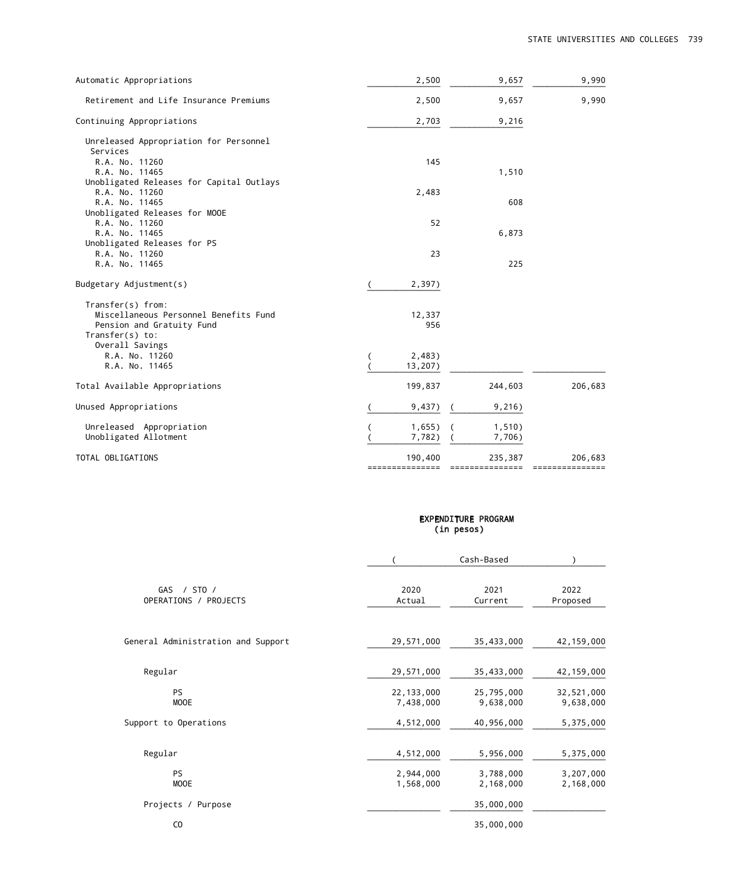| | | | |
|---|---|---|---|
| Automatic Appropriations | 2,500 | 9,657 | 9,990 |
| Retirement and Life Insurance Premiums | 2,500 | 9,657 | 9,990 |
| Continuing Appropriations | 2,703 | 9,216 | |
| Unreleased Appropriation for Personnel Services | | | |
| R.A. No. 11260 | 145 | | |
| R.A. No. 11465 | | 1,510 | |
| Unobligated Releases for Capital Outlays | | | |
| R.A. No. 11260 | 2,483 | | |
| R.A. No. 11465 | | 608 | |
| Unobligated Releases for MOOE | | | |
| R.A. No. 11260 | 52 | | |
| R.A. No. 11465 | | 6,873 | |
| Unobligated Releases for PS | | | |
| R.A. No. 11260 | 23 | | |
| R.A. No. 11465 | | 225 | |
| Budgetary Adjustment(s) | ( 2,397) | | |
| Transfer(s) from: | | | |
| Miscellaneous Personnel Benefits Fund | 12,337 | | |
| Pension and Gratuity Fund | 956 | | |
| Transfer(s) to: | | | |
| Overall Savings | | | |
| R.A. No. 11260 | ( 2,483) | | |
| R.A. No. 11465 | ( 13,207) | | |
| Total Available Appropriations | 199,837 | 244,603 | 206,683 |
| Unused Appropriations | ( 9,437) | ( 9,216) | |
| Unreleased Appropriation | ( 1,655) | ( 1,510) | |
| Unobligated Allotment | ( 7,782) | ( 7,706) | |
| TOTAL OBLIGATIONS | 190,400 | 235,387 | 206,683 |

## EXPENDITURE PROGRAM
(in pesos)

| GAS / STO / OPERATIONS / PROJECTS | 2020 Actual (Cash-Based) | 2021 Current (Cash-Based) | 2022 Proposed (Cash-Based) |
|---|---|---|---|
| General Administration and Support | 29,571,000 | 35,433,000 | 42,159,000 |
| Regular | 29,571,000 | 35,433,000 | 42,159,000 |
| PS | 22,133,000 | 25,795,000 | 32,521,000 |
| MOOE | 7,438,000 | 9,638,000 | 9,638,000 |
| Support to Operations | 4,512,000 | 40,956,000 | 5,375,000 |
| Regular | 4,512,000 | 5,956,000 | 5,375,000 |
| PS | 2,944,000 | 3,788,000 | 3,207,000 |
| MOOE | 1,568,000 | 2,168,000 | 2,168,000 |
| Projects / Purpose | | 35,000,000 | |
| CO | | 35,000,000 | |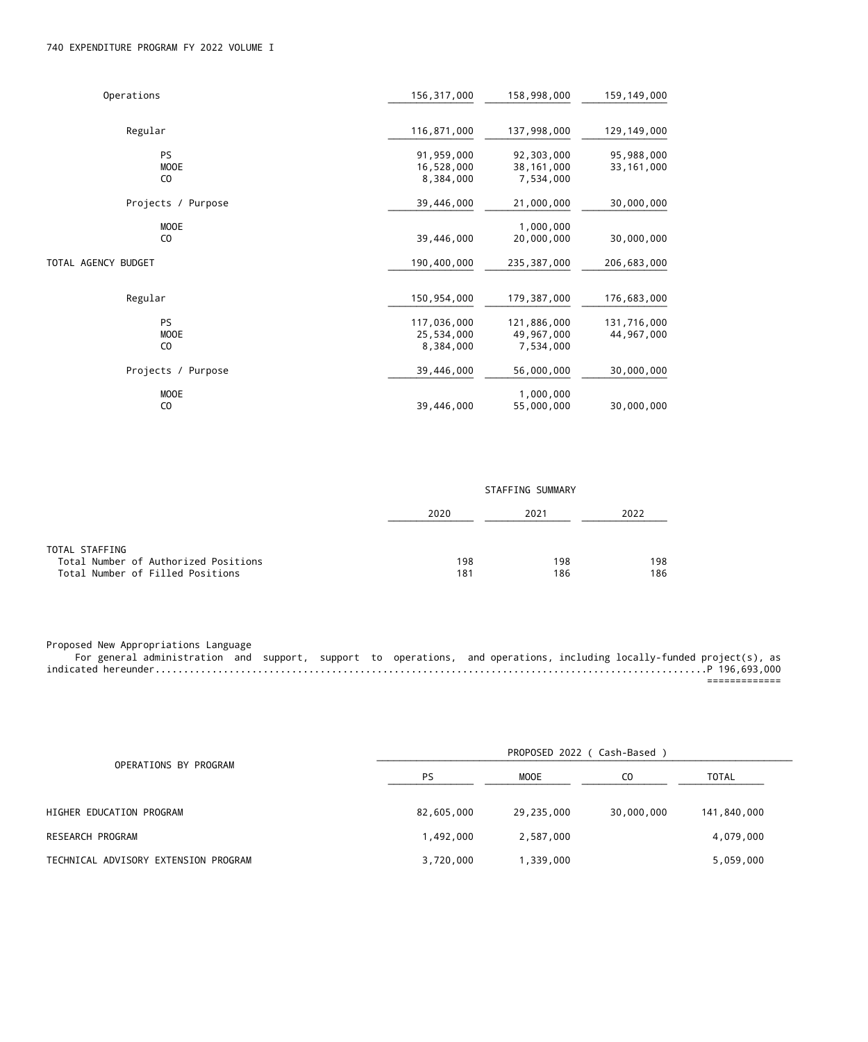| | | | |
|---|---|---|---|
| Operations | 156,317,000 | 158,998,000 | 159,149,000 |
| Regular | 116,871,000 | 137,998,000 | 129,149,000 |
| PS | 91,959,000 | 92,303,000 | 95,988,000 |
| MOOE | 16,528,000 | 38,161,000 | 33,161,000 |
| CO | 8,384,000 | 7,534,000 | |
| Projects / Purpose | 39,446,000 | 21,000,000 | 30,000,000 |
| MOOE | | 1,000,000 | |
| CO | 39,446,000 | 20,000,000 | 30,000,000 |
| TOTAL AGENCY BUDGET | 190,400,000 | 235,387,000 | 206,683,000 |
| Regular | 150,954,000 | 179,387,000 | 176,683,000 |
| PS | 117,036,000 | 121,886,000 | 131,716,000 |
| MOOE | 25,534,000 | 49,967,000 | 44,967,000 |
| CO | 8,384,000 | 7,534,000 | |
| Projects / Purpose | 39,446,000 | 56,000,000 | 30,000,000 |
| MOOE | | 1,000,000 | |
| CO | 39,446,000 | 55,000,000 | 30,000,000 |

STAFFING SUMMARY

| | 2020 | 2021 | 2022 |
|---|---|---|---|
| TOTAL STAFFING | | | |
| Total Number of Authorized Positions | 198 | 198 | 198 |
| Total Number of Filled Positions | 181 | 186 | 186 |

Proposed New Appropriations Language

For general administration and support, support to operations, and operations, including locally-funded project(s), as indicated hereunder.......................................................................................................P 196,693,000

| OPERATIONS BY PROGRAM | PROPOSED 2022 ( Cash-Based ) | | | |
|---|---|---|---|---|
| | PS | MOOE | CO | TOTAL |
| HIGHER EDUCATION PROGRAM | 82,605,000 | 29,235,000 | 30,000,000 | 141,840,000 |
| RESEARCH PROGRAM | 1,492,000 | 2,587,000 | | 4,079,000 |
| TECHNICAL ADVISORY EXTENSION PROGRAM | 3,720,000 | 1,339,000 | | 5,059,000 |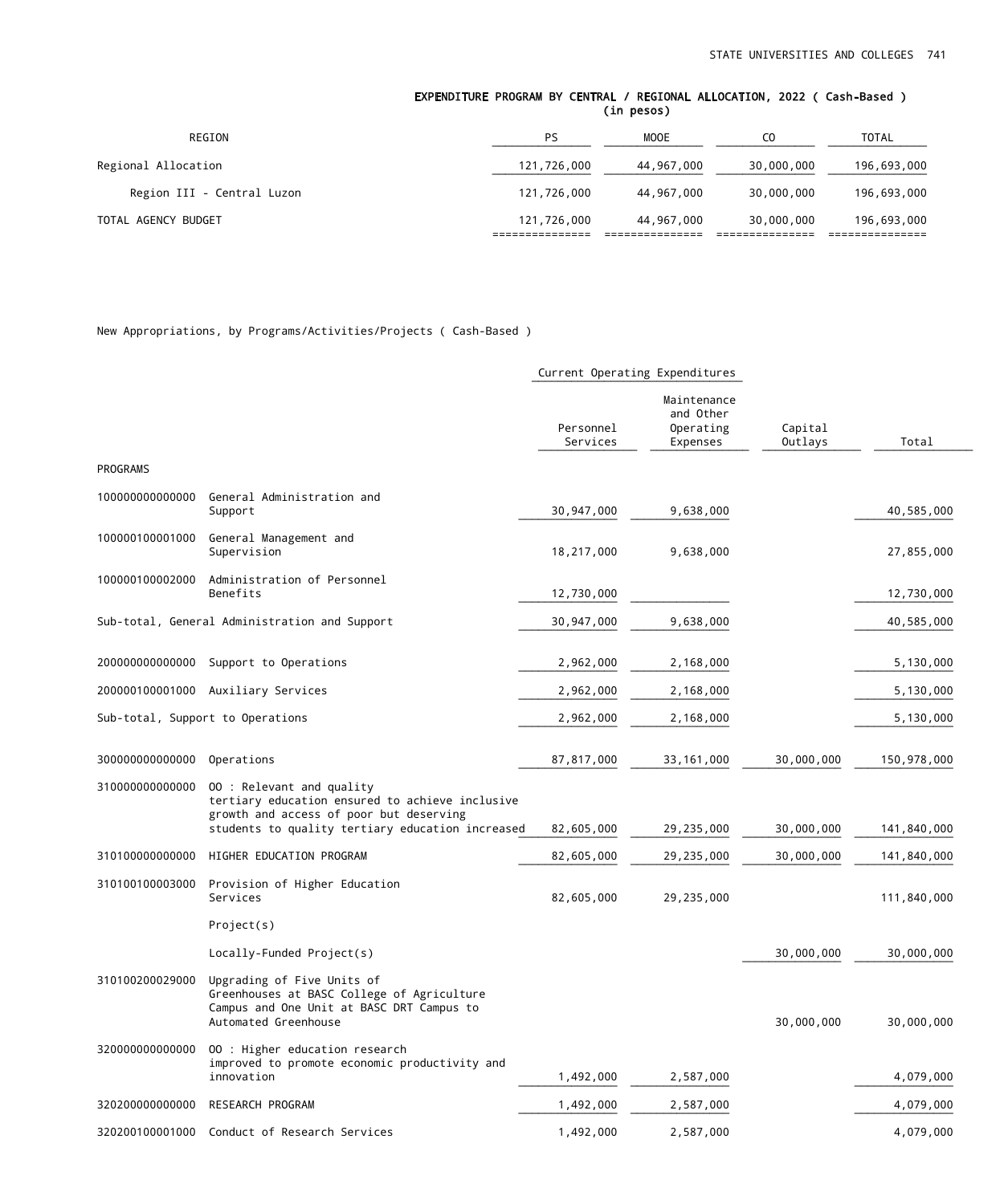## EXPENDITURE PROGRAM BY CENTRAL / REGIONAL ALLOCATION, 2022 ( Cash-Based )
(in pesos)

| REGION | PS | MOOE | CO | TOTAL |
|---|---|---|---|---|
| Regional Allocation | 121,726,000 | 44,967,000 | 30,000,000 | 196,693,000 |
| Region III - Central Luzon | 121,726,000 | 44,967,000 | 30,000,000 | 196,693,000 |
| TOTAL AGENCY BUDGET | 121,726,000 | 44,967,000 | 30,000,000 | 196,693,000 |

New Appropriations, by Programs/Activities/Projects ( Cash-Based )

| | | Current Operating Expenditures | | | |
|---|---|---|---|---|---|
| | | Personnel Services | Maintenance and Other Operating Expenses | Capital Outlays | Total |
| PROGRAMS | | | | | |
| 100000000000000 | General Administration and Support | 30,947,000 | 9,638,000 | | 40,585,000 |
| 100000100001000 | General Management and Supervision | 18,217,000 | 9,638,000 | | 27,855,000 |
| 100000100002000 | Administration of Personnel Benefits | 12,730,000 | | | 12,730,000 |
| Sub-total, General Administration and Support | | 30,947,000 | 9,638,000 | | 40,585,000 |
| 200000000000000 | Support to Operations | 2,962,000 | 2,168,000 | | 5,130,000 |
| 200000100001000 | Auxiliary Services | 2,962,000 | 2,168,000 | | 5,130,000 |
| Sub-total, Support to Operations | | 2,962,000 | 2,168,000 | | 5,130,000 |
| 300000000000000 | Operations | 87,817,000 | 33,161,000 | 30,000,000 | 150,978,000 |
| 310000000000000 | OO : Relevant and quality tertiary education ensured to achieve inclusive growth and access of poor but deserving students to quality tertiary education increased | 82,605,000 | 29,235,000 | 30,000,000 | 141,840,000 |
| 310100000000000 | HIGHER EDUCATION PROGRAM | 82,605,000 | 29,235,000 | 30,000,000 | 141,840,000 |
| 310100100003000 | Provision of Higher Education Services | 82,605,000 | 29,235,000 | | 111,840,000 |
| | Project(s) | | | | |
| | Locally-Funded Project(s) | | | 30,000,000 | 30,000,000 |
| 310100200029000 | Upgrading of Five Units of Greenhouses at BASC College of Agriculture Campus and One Unit at BASC DRT Campus to Automated Greenhouse | | | 30,000,000 | 30,000,000 |
| 320000000000000 | OO : Higher education research improved to promote economic productivity and innovation | 1,492,000 | 2,587,000 | | 4,079,000 |
| 320200000000000 | RESEARCH PROGRAM | 1,492,000 | 2,587,000 | | 4,079,000 |
| 320200100001000 | Conduct of Research Services | 1,492,000 | 2,587,000 | | 4,079,000 |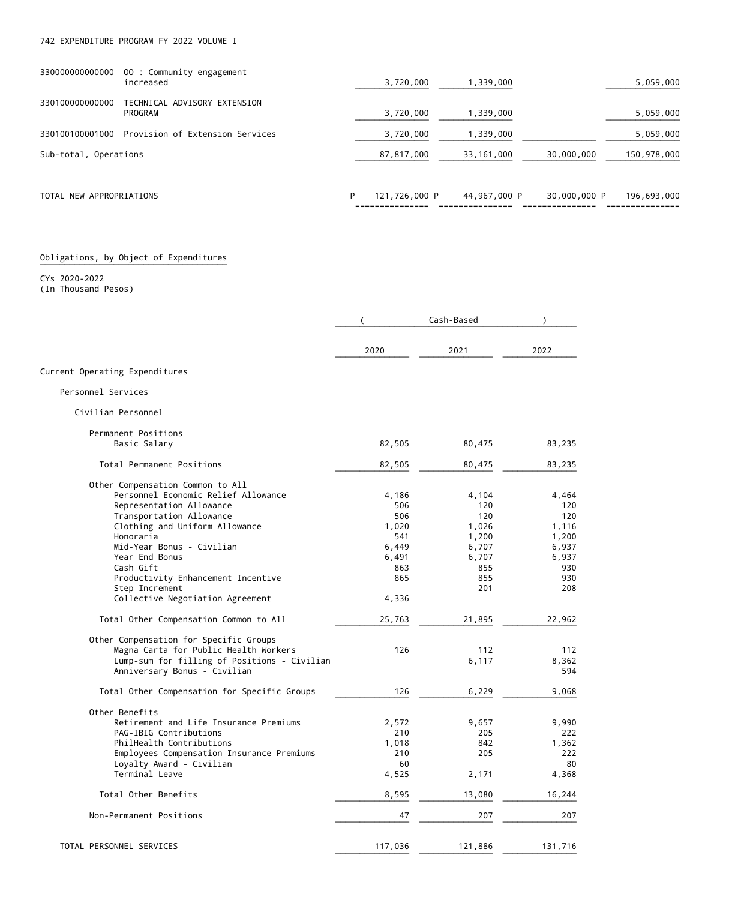| | | | | |
|---|---|---|---|---|
| 330000000000000 OO : Community engagement increased | 3,720,000 | 1,339,000 | | 5,059,000 |
| 330100000000000 TECHNICAL ADVISORY EXTENSION PROGRAM | 3,720,000 | 1,339,000 | | 5,059,000 |
| 330100100001000 Provision of Extension Services | 3,720,000 | 1,339,000 | | 5,059,000 |
| Sub-total, Operations | 87,817,000 | 33,161,000 | 30,000,000 | 150,978,000 |
| TOTAL NEW APPROPRIATIONS | P 121,726,000 | P 44,967,000 | P 30,000,000 | P 196,693,000 |

Obligations, by Object of Expenditures

CYs 2020-2022
(In Thousand Pesos)

| | (Cash-Based) | | |
|---|---|---|---|
| | 2020 | 2021 | 2022 |
| **Current Operating Expenditures** | | | |
| Personnel Services | | | |
| Civilian Personnel | | | |
| Permanent Positions | | | |
| Basic Salary | 82,505 | 80,475 | 83,235 |
| Total Permanent Positions | 82,505 | 80,475 | 83,235 |
| Other Compensation Common to All | | | |
| Personnel Economic Relief Allowance | 4,186 | 4,104 | 4,464 |
| Representation Allowance | 506 | 120 | 120 |
| Transportation Allowance | 506 | 120 | 120 |
| Clothing and Uniform Allowance | 1,020 | 1,026 | 1,116 |
| Honoraria | 541 | 1,200 | 1,200 |
| Mid-Year Bonus - Civilian | 6,449 | 6,707 | 6,937 |
| Year End Bonus | 6,491 | 6,707 | 6,937 |
| Cash Gift | 863 | 855 | 930 |
| Productivity Enhancement Incentive | 865 | 855 | 930 |
| Step Increment | | 201 | 208 |
| Collective Negotiation Agreement | 4,336 | | |
| Total Other Compensation Common to All | 25,763 | 21,895 | 22,962 |
| Other Compensation for Specific Groups | | | |
| Magna Carta for Public Health Workers | 126 | 112 | 112 |
| Lump-sum for filling of Positions - Civilian | | 6,117 | 8,362 |
| Anniversary Bonus - Civilian | | | 594 |
| Total Other Compensation for Specific Groups | 126 | 6,229 | 9,068 |
| Other Benefits | | | |
| Retirement and Life Insurance Premiums | 2,572 | 9,657 | 9,990 |
| PAG-IBIG Contributions | 210 | 205 | 222 |
| PhilHealth Contributions | 1,018 | 842 | 1,362 |
| Employees Compensation Insurance Premiums | 210 | 205 | 222 |
| Loyalty Award - Civilian | 60 | | 80 |
| Terminal Leave | 4,525 | 2,171 | 4,368 |
| Total Other Benefits | 8,595 | 13,080 | 16,244 |
| Non-Permanent Positions | 47 | 207 | 207 |
| TOTAL PERSONNEL SERVICES | 117,036 | 121,886 | 131,716 |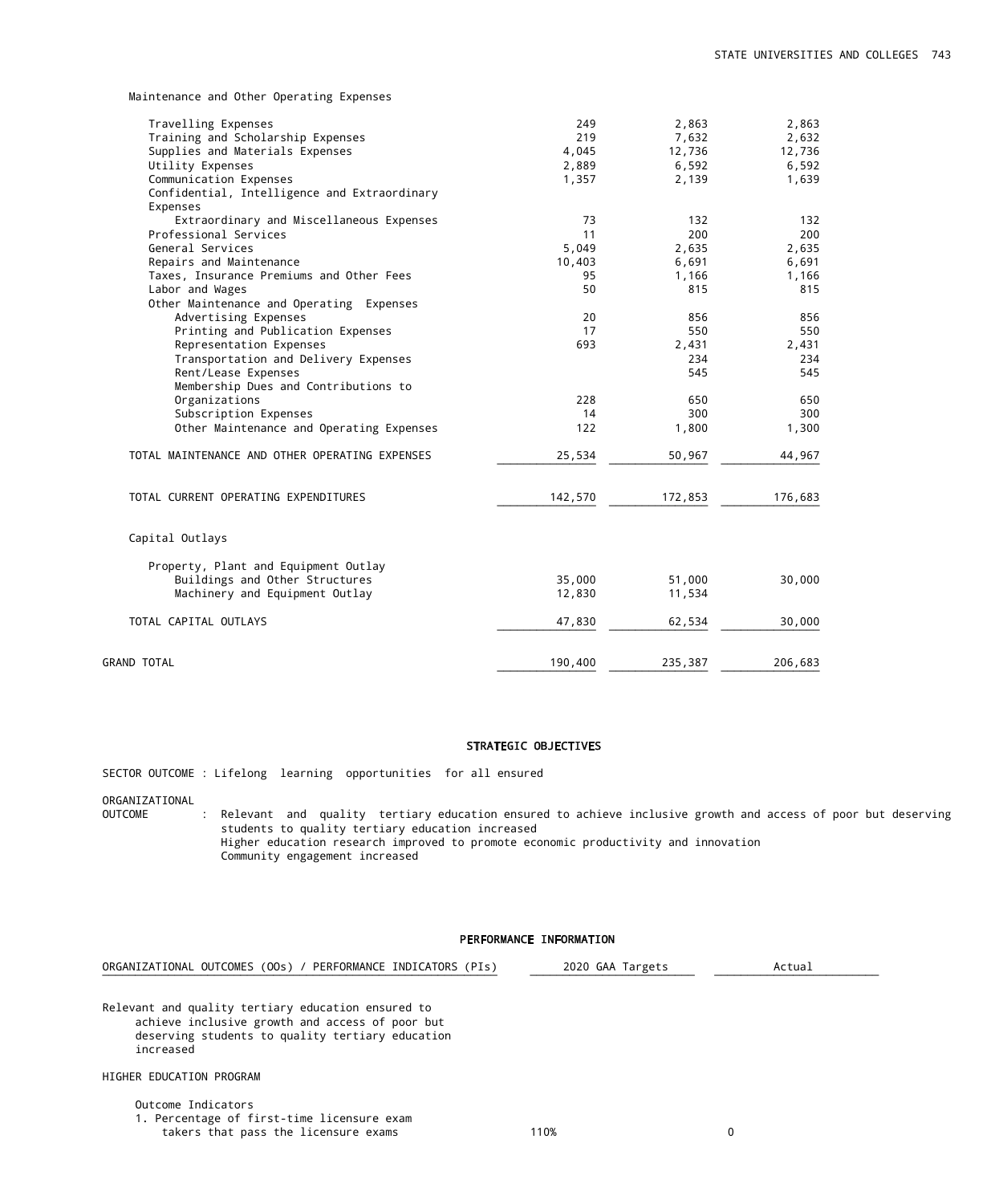| | | | |
|---|---|---|---|
| Maintenance and Other Operating Expenses | | | |
| Travelling Expenses | 249 | 2,863 | 2,863 |
| Training and Scholarship Expenses | 219 | 7,632 | 2,632 |
| Supplies and Materials Expenses | 4,045 | 12,736 | 12,736 |
| Utility Expenses | 2,889 | 6,592 | 6,592 |
| Communication Expenses | 1,357 | 2,139 | 1,639 |
| Confidential, Intelligence and Extraordinary Expenses | | | |
| Extraordinary and Miscellaneous Expenses | 73 | 132 | 132 |
| Professional Services | 11 | 200 | 200 |
| General Services | 5,049 | 2,635 | 2,635 |
| Repairs and Maintenance | 10,403 | 6,691 | 6,691 |
| Taxes, Insurance Premiums and Other Fees | 95 | 1,166 | 1,166 |
| Labor and Wages | 50 | 815 | 815 |
| Other Maintenance and Operating Expenses | | | |
| Advertising Expenses | 20 | 856 | 856 |
| Printing and Publication Expenses | 17 | 550 | 550 |
| Representation Expenses | 693 | 2,431 | 2,431 |
| Transportation and Delivery Expenses | | 234 | 234 |
| Rent/Lease Expenses | | 545 | 545 |
| Membership Dues and Contributions to Organizations | 228 | 650 | 650 |
| Subscription Expenses | 14 | 300 | 300 |
| Other Maintenance and Operating Expenses | 122 | 1,800 | 1,300 |
| TOTAL MAINTENANCE AND OTHER OPERATING EXPENSES | 25,534 | 50,967 | 44,967 |
| TOTAL CURRENT OPERATING EXPENDITURES | 142,570 | 172,853 | 176,683 |
| Capital Outlays | | | |
| Property, Plant and Equipment Outlay | | | |
| Buildings and Other Structures | 35,000 | 51,000 | 30,000 |
| Machinery and Equipment Outlay | 12,830 | 11,534 | |
| TOTAL CAPITAL OUTLAYS | 47,830 | 62,534 | 30,000 |
| GRAND TOTAL | 190,400 | 235,387 | 206,683 |

## STRATEGIC OBJECTIVES

SECTOR OUTCOME : Lifelong learning opportunities for all ensured

ORGANIZATIONAL OUTCOME : Relevant and quality tertiary education ensured to achieve inclusive growth and access of poor but deserving students to quality tertiary education increased
Higher education research improved to promote economic productivity and innovation
Community engagement increased

## PERFORMANCE INFORMATION

| ORGANIZATIONAL OUTCOMES (OOs) / PERFORMANCE INDICATORS (PIs) | 2020 GAA Targets | Actual |
|---|---|---|
| Relevant and quality tertiary education ensured to achieve inclusive growth and access of poor but deserving students to quality tertiary education increased | | |
| HIGHER EDUCATION PROGRAM | | |
| Outcome Indicators | | |
| 1. Percentage of first-time licensure exam takers that pass the licensure exams | 110% | 0 |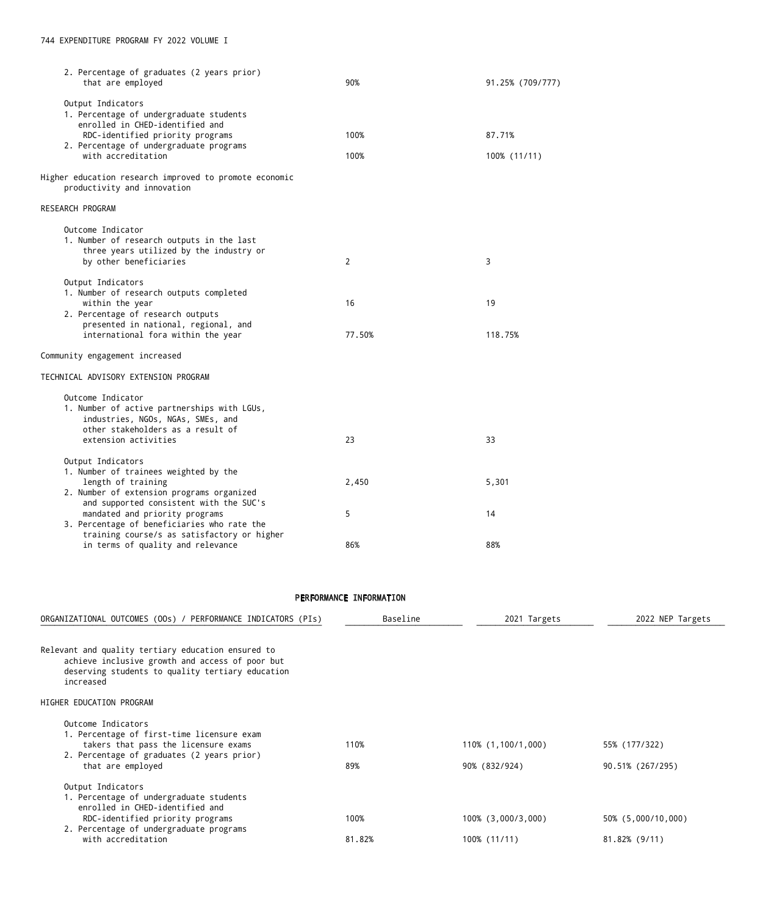| | | |
|---|---|---|
| 2. Percentage of graduates (2 years prior) that are employed | 90% | 91.25% (709/777) |
| Output Indicators | | |
| 1. Percentage of undergraduate students enrolled in CHED-identified and RDC-identified priority programs | 100% | 87.71% |
| 2. Percentage of undergraduate programs with accreditation | 100% | 100% (11/11) |
| **Higher education research improved to promote economic productivity and innovation** | | |
| **RESEARCH PROGRAM** | | |
| Outcome Indicator | | |
| 1. Number of research outputs in the last three years utilized by the industry or by other beneficiaries | 2 | 3 |
| Output Indicators | | |
| 1. Number of research outputs completed within the year | 16 | 19 |
| 2. Percentage of research outputs presented in national, regional, and international fora within the year | 77.50% | 118.75% |
| **Community engagement increased** | | |
| **TECHNICAL ADVISORY EXTENSION PROGRAM** | | |
| Outcome Indicator | | |
| 1. Number of active partnerships with LGUs, industries, NGOs, NGAs, SMEs, and other stakeholders as a result of extension activities | 23 | 33 |
| Output Indicators | | |
| 1. Number of trainees weighted by the length of training | 2,450 | 5,301 |
| 2. Number of extension programs organized and supported consistent with the SUC's mandated and priority programs | 5 | 14 |
| 3. Percentage of beneficiaries who rate the training course/s as satisfactory or higher in terms of quality and relevance | 86% | 88% |

## PERFORMANCE INFORMATION

| ORGANIZATIONAL OUTCOMES (OOs) / PERFORMANCE INDICATORS (PIs) | Baseline | 2021 Targets | 2022 NEP Targets |
|---|---|---|---|
| **Relevant and quality tertiary education ensured to achieve inclusive growth and access of poor but deserving students to quality tertiary education increased** | | | |
| **HIGHER EDUCATION PROGRAM** | | | |
| Outcome Indicators | | | |
| 1. Percentage of first-time licensure exam takers that pass the licensure exams | 110% | 110% (1,100/1,000) | 55% (177/322) |
| 2. Percentage of graduates (2 years prior) that are employed | 89% | 90% (832/924) | 90.51% (267/295) |
| Output Indicators | | | |
| 1. Percentage of undergraduate students enrolled in CHED-identified and RDC-identified priority programs | 100% | 100% (3,000/3,000) | 50% (5,000/10,000) |
| 2. Percentage of undergraduate programs with accreditation | 81.82% | 100% (11/11) | 81.82% (9/11) |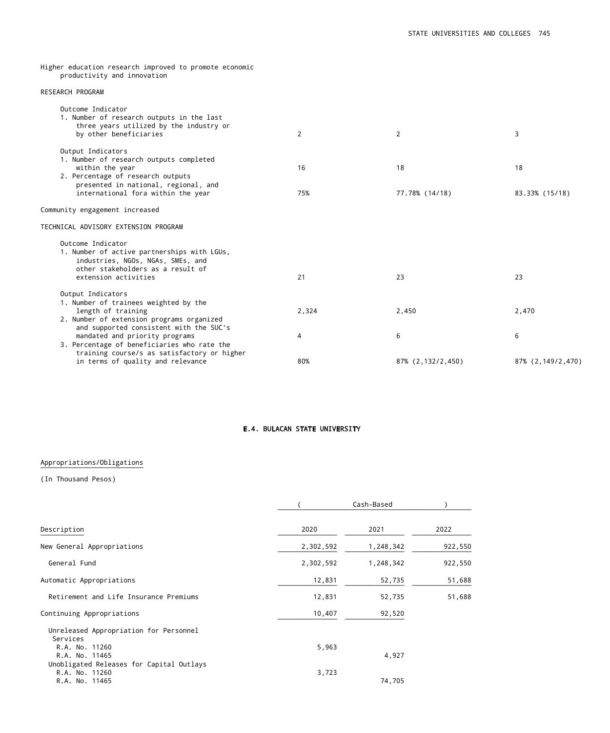Higher education research improved to promote economic productivity and innovation

RESEARCH PROGRAM

| | | | |
|---|---|---|---|
| Outcome Indicator | | | |
| 1. Number of research outputs in the last three years utilized by the industry or by other beneficiaries | 2 | 2 | 3 |
| Output Indicators | | | |
| 1. Number of research outputs completed within the year | 16 | 18 | 18 |
| 2. Percentage of research outputs presented in national, regional, and international fora within the year | 75% | 77.78% (14/18) | 83.33% (15/18) |

Community engagement increased

TECHNICAL ADVISORY EXTENSION PROGRAM

| | | | |
|---|---|---|---|
| Outcome Indicator | | | |
| 1. Number of active partnerships with LGUs, industries, NGOs, NGAs, SMEs, and other stakeholders as a result of extension activities | 21 | 23 | 23 |
| Output Indicators | | | |
| 1. Number of trainees weighted by the length of training | 2,324 | 2,450 | 2,470 |
| 2. Number of extension programs organized and supported consistent with the SUC's mandated and priority programs | 4 | 6 | 6 |
| 3. Percentage of beneficiaries who rate the training course/s as satisfactory or higher in terms of quality and relevance | 80% | 87% (2,132/2,450) | 87% (2,149/2,470) |

## E.4. BULACAN STATE UNIVERSITY

Appropriations/Obligations

(In Thousand Pesos)

| | ( | Cash-Based | ) |
|---|---|---|---|
| Description | 2020 | 2021 | 2022 |
| New General Appropriations | 2,302,592 | 1,248,342 | 922,550 |
| General Fund | 2,302,592 | 1,248,342 | 922,550 |
| Automatic Appropriations | 12,831 | 52,735 | 51,688 |
| Retirement and Life Insurance Premiums | 12,831 | 52,735 | 51,688 |
| Continuing Appropriations | 10,407 | 92,520 | |
| Unreleased Appropriation for Personnel Services | | | |
| R.A. No. 11260 | 5,963 | | |
| R.A. No. 11465 | | 4,927 | |
| Unobligated Releases for Capital Outlays | | | |
| R.A. No. 11260 | 3,723 | | |
| R.A. No. 11465 | | 74,705 | |